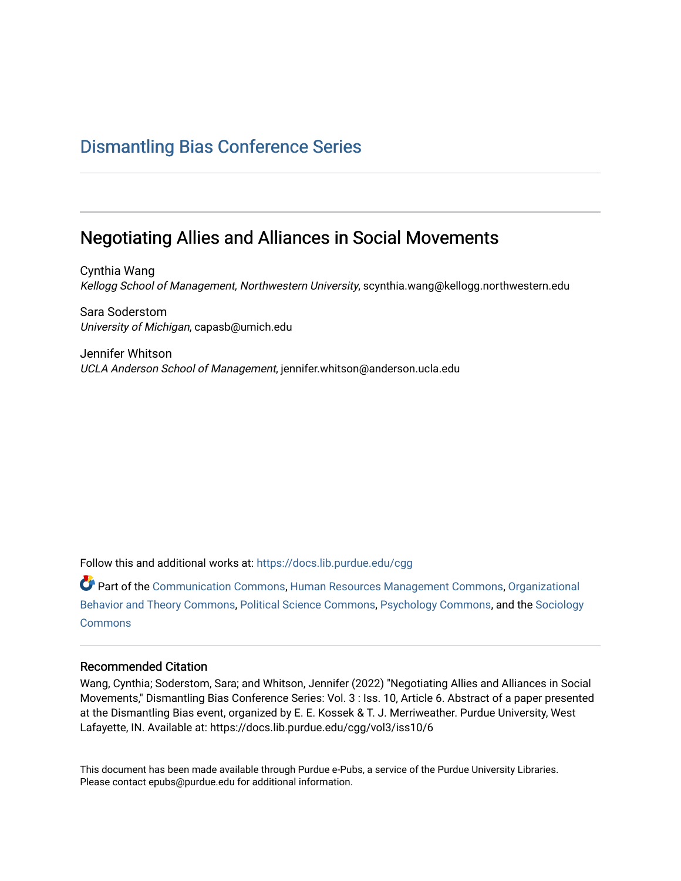# Dismantling Bias Conference Series

## Negotiating Allies and Alliances in Social Movements

Cynthia Wang
*Kellogg School of Management, Northwestern University*, scynthia.wang@kellogg.northwestern.edu

Sara Soderstom
*University of Michigan*, capasb@umich.edu

Jennifer Whitson
*UCLA Anderson School of Management*, jennifer.whitson@anderson.ucla.edu

Follow this and additional works at: https://docs.lib.purdue.edu/cgg

Part of the Communication Commons, Human Resources Management Commons, Organizational Behavior and Theory Commons, Political Science Commons, Psychology Commons, and the Sociology Commons

### Recommended Citation

Wang, Cynthia; Soderstom, Sara; and Whitson, Jennifer (2022) "Negotiating Allies and Alliances in Social Movements," Dismantling Bias Conference Series: Vol. 3 : Iss. 10, Article 6. Abstract of a paper presented at the Dismantling Bias event, organized by E. E. Kossek & T. J. Merriweather. Purdue University, West Lafayette, IN. Available at: https://docs.lib.purdue.edu/cgg/vol3/iss10/6

This document has been made available through Purdue e-Pubs, a service of the Purdue University Libraries. Please contact epubs@purdue.edu for additional information.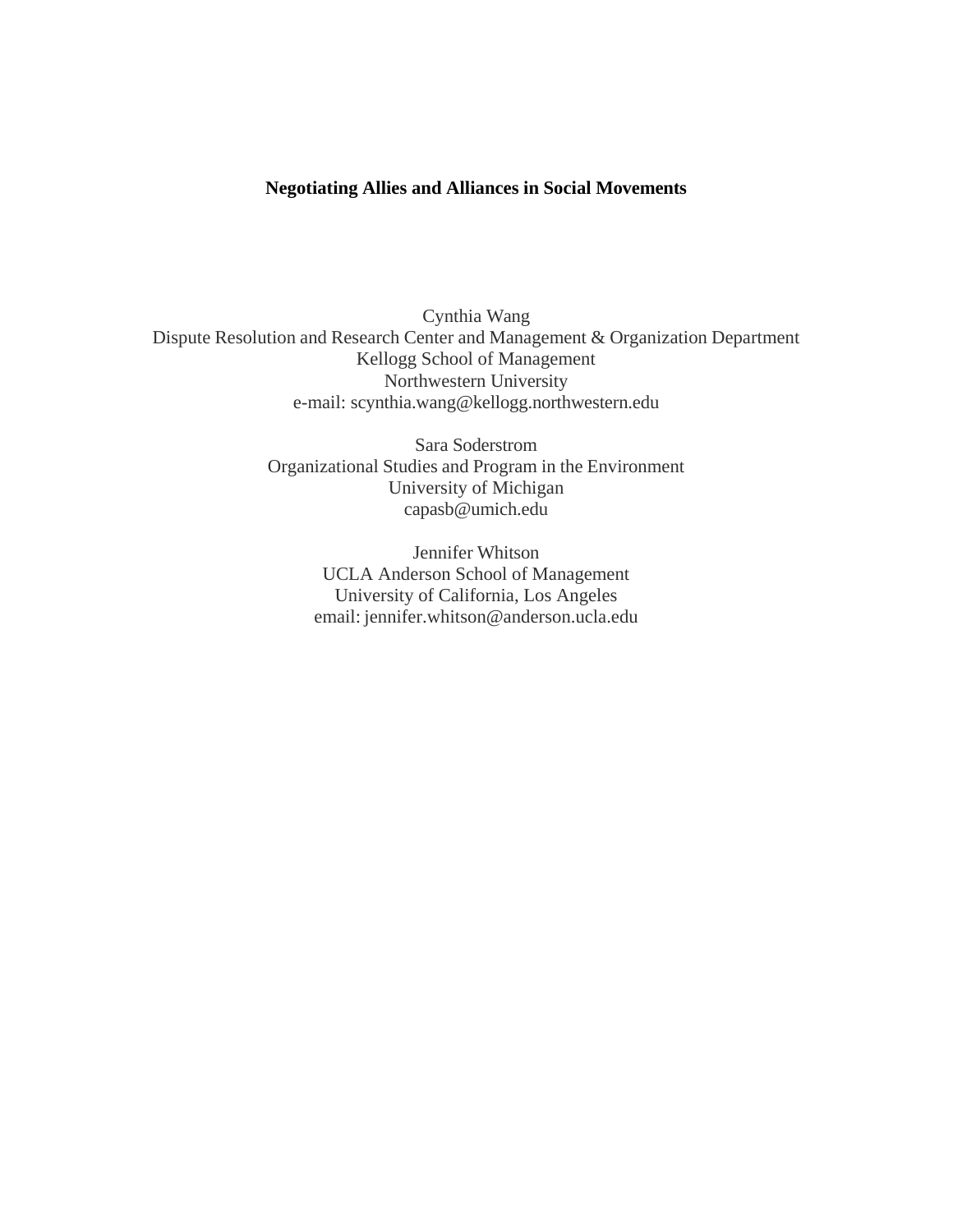**Negotiating Allies and Alliances in Social Movements**

Cynthia Wang
Dispute Resolution and Research Center and Management & Organization Department
Kellogg School of Management
Northwestern University
e-mail: scynthia.wang@kellogg.northwestern.edu

Sara Soderstrom
Organizational Studies and Program in the Environment
University of Michigan
capasb@umich.edu

Jennifer Whitson
UCLA Anderson School of Management
University of California, Los Angeles
email: jennifer.whitson@anderson.ucla.edu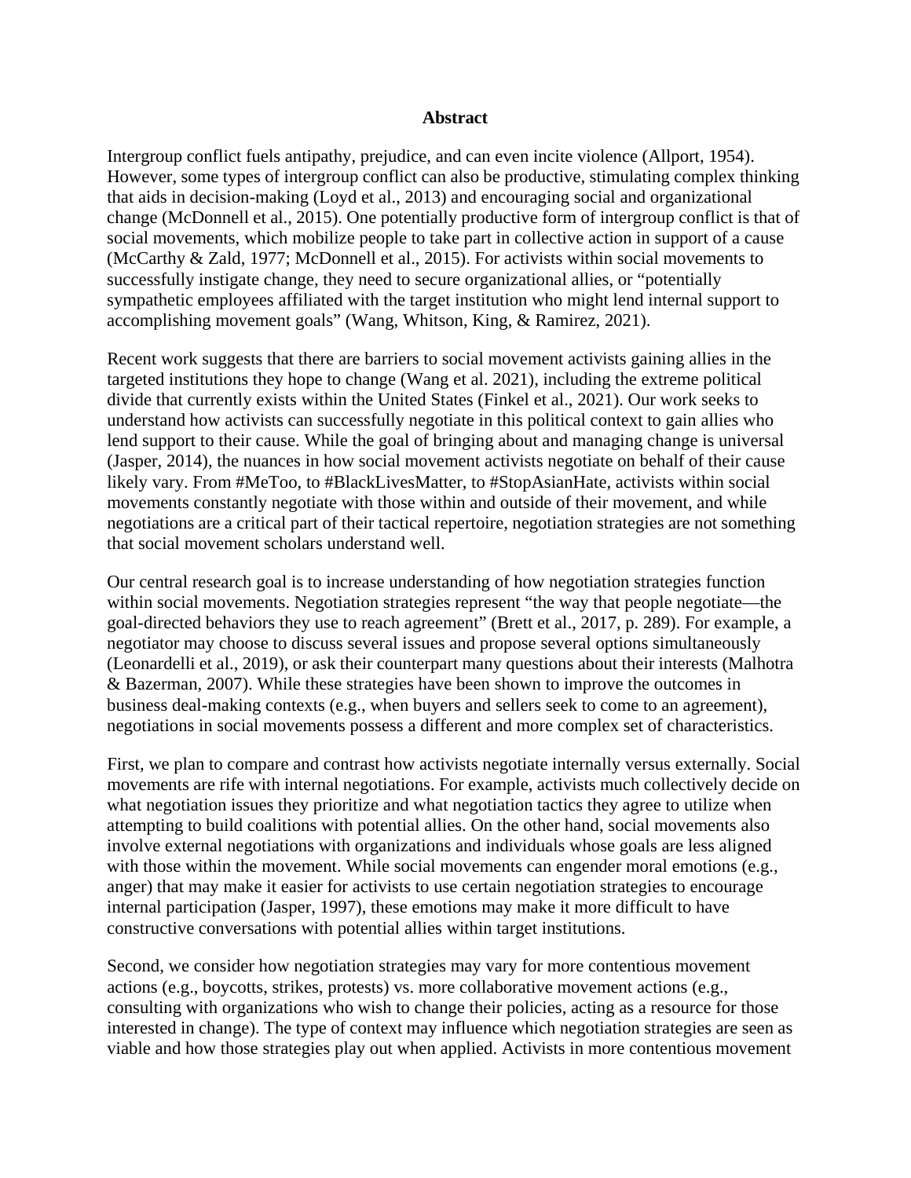## Abstract

Intergroup conflict fuels antipathy, prejudice, and can even incite violence (Allport, 1954). However, some types of intergroup conflict can also be productive, stimulating complex thinking that aids in decision-making (Loyd et al., 2013) and encouraging social and organizational change (McDonnell et al., 2015). One potentially productive form of intergroup conflict is that of social movements, which mobilize people to take part in collective action in support of a cause (McCarthy & Zald, 1977; McDonnell et al., 2015). For activists within social movements to successfully instigate change, they need to secure organizational allies, or "potentially sympathetic employees affiliated with the target institution who might lend internal support to accomplishing movement goals" (Wang, Whitson, King, & Ramirez, 2021).

Recent work suggests that there are barriers to social movement activists gaining allies in the targeted institutions they hope to change (Wang et al. 2021), including the extreme political divide that currently exists within the United States (Finkel et al., 2021). Our work seeks to understand how activists can successfully negotiate in this political context to gain allies who lend support to their cause. While the goal of bringing about and managing change is universal (Jasper, 2014), the nuances in how social movement activists negotiate on behalf of their cause likely vary. From #MeToo, to #BlackLivesMatter, to #StopAsianHate, activists within social movements constantly negotiate with those within and outside of their movement, and while negotiations are a critical part of their tactical repertoire, negotiation strategies are not something that social movement scholars understand well.

Our central research goal is to increase understanding of how negotiation strategies function within social movements. Negotiation strategies represent "the way that people negotiate—the goal-directed behaviors they use to reach agreement" (Brett et al., 2017, p. 289). For example, a negotiator may choose to discuss several issues and propose several options simultaneously (Leonardelli et al., 2019), or ask their counterpart many questions about their interests (Malhotra & Bazerman, 2007). While these strategies have been shown to improve the outcomes in business deal-making contexts (e.g., when buyers and sellers seek to come to an agreement), negotiations in social movements possess a different and more complex set of characteristics.

First, we plan to compare and contrast how activists negotiate internally versus externally. Social movements are rife with internal negotiations. For example, activists much collectively decide on what negotiation issues they prioritize and what negotiation tactics they agree to utilize when attempting to build coalitions with potential allies. On the other hand, social movements also involve external negotiations with organizations and individuals whose goals are less aligned with those within the movement. While social movements can engender moral emotions (e.g., anger) that may make it easier for activists to use certain negotiation strategies to encourage internal participation (Jasper, 1997), these emotions may make it more difficult to have constructive conversations with potential allies within target institutions.

Second, we consider how negotiation strategies may vary for more contentious movement actions (e.g., boycotts, strikes, protests) vs. more collaborative movement actions (e.g., consulting with organizations who wish to change their policies, acting as a resource for those interested in change). The type of context may influence which negotiation strategies are seen as viable and how those strategies play out when applied. Activists in more contentious movement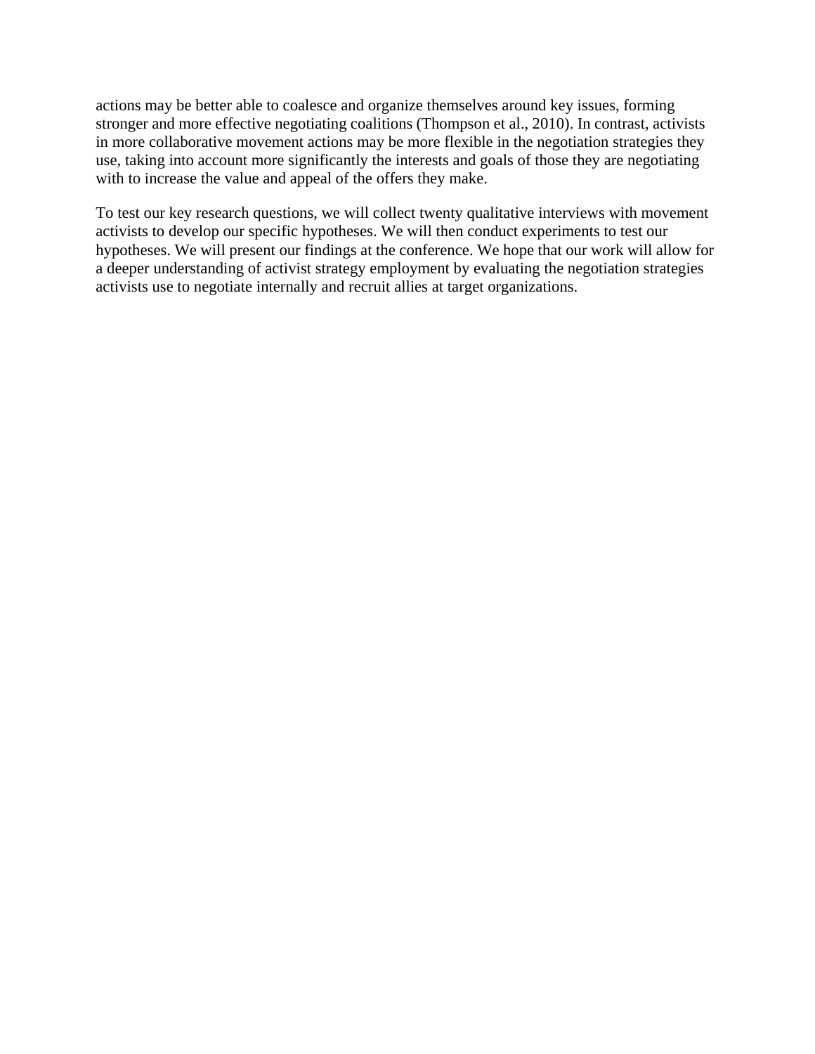actions may be better able to coalesce and organize themselves around key issues, forming stronger and more effective negotiating coalitions (Thompson et al., 2010). In contrast, activists in more collaborative movement actions may be more flexible in the negotiation strategies they use, taking into account more significantly the interests and goals of those they are negotiating with to increase the value and appeal of the offers they make.

To test our key research questions, we will collect twenty qualitative interviews with movement activists to develop our specific hypotheses. We will then conduct experiments to test our hypotheses. We will present our findings at the conference. We hope that our work will allow for a deeper understanding of activist strategy employment by evaluating the negotiation strategies activists use to negotiate internally and recruit allies at target organizations.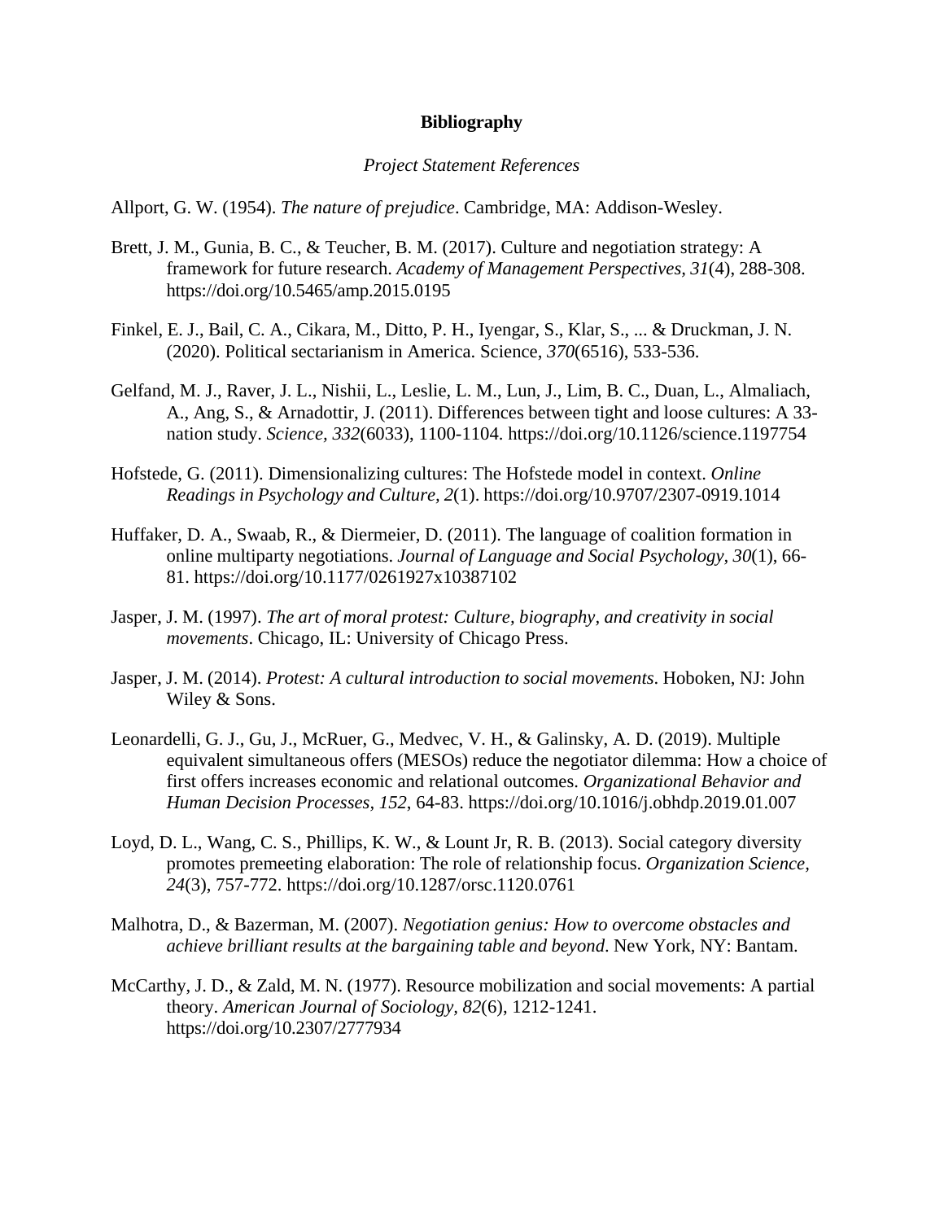# Bibliography

*Project Statement References*

Allport, G. W. (1954). *The nature of prejudice*. Cambridge, MA: Addison-Wesley.

Brett, J. M., Gunia, B. C., & Teucher, B. M. (2017). Culture and negotiation strategy: A framework for future research. *Academy of Management Perspectives, 31*(4), 288-308. https://doi.org/10.5465/amp.2015.0195

Finkel, E. J., Bail, C. A., Cikara, M., Ditto, P. H., Iyengar, S., Klar, S., ... & Druckman, J. N. (2020). Political sectarianism in America. Science, *370*(6516), 533-536.

Gelfand, M. J., Raver, J. L., Nishii, L., Leslie, L. M., Lun, J., Lim, B. C., Duan, L., Almaliach, A., Ang, S., & Arnadottir, J. (2011). Differences between tight and loose cultures: A 33-nation study. *Science*, *332*(6033), 1100-1104. https://doi.org/10.1126/science.1197754

Hofstede, G. (2011). Dimensionalizing cultures: The Hofstede model in context. *Online Readings in Psychology and Culture, 2*(1). https://doi.org/10.9707/2307-0919.1014

Huffaker, D. A., Swaab, R., & Diermeier, D. (2011). The language of coalition formation in online multiparty negotiations. *Journal of Language and Social Psychology, 30*(1), 66-81. https://doi.org/10.1177/0261927x10387102

Jasper, J. M. (1997). *The art of moral protest: Culture, biography, and creativity in social movements*. Chicago, IL: University of Chicago Press.

Jasper, J. M. (2014). *Protest: A cultural introduction to social movements*. Hoboken, NJ: John Wiley & Sons.

Leonardelli, G. J., Gu, J., McRuer, G., Medvec, V. H., & Galinsky, A. D. (2019). Multiple equivalent simultaneous offers (MESOs) reduce the negotiator dilemma: How a choice of first offers increases economic and relational outcomes. *Organizational Behavior and Human Decision Processes, 152*, 64-83. https://doi.org/10.1016/j.obhdp.2019.01.007

Loyd, D. L., Wang, C. S., Phillips, K. W., & Lount Jr, R. B. (2013). Social category diversity promotes premeeting elaboration: The role of relationship focus. *Organization Science, 24*(3), 757-772. https://doi.org/10.1287/orsc.1120.0761

Malhotra, D., & Bazerman, M. (2007). *Negotiation genius: How to overcome obstacles and achieve brilliant results at the bargaining table and beyond*. New York, NY: Bantam.

McCarthy, J. D., & Zald, M. N. (1977). Resource mobilization and social movements: A partial theory. *American Journal of Sociology, 82*(6), 1212-1241. https://doi.org/10.2307/2777934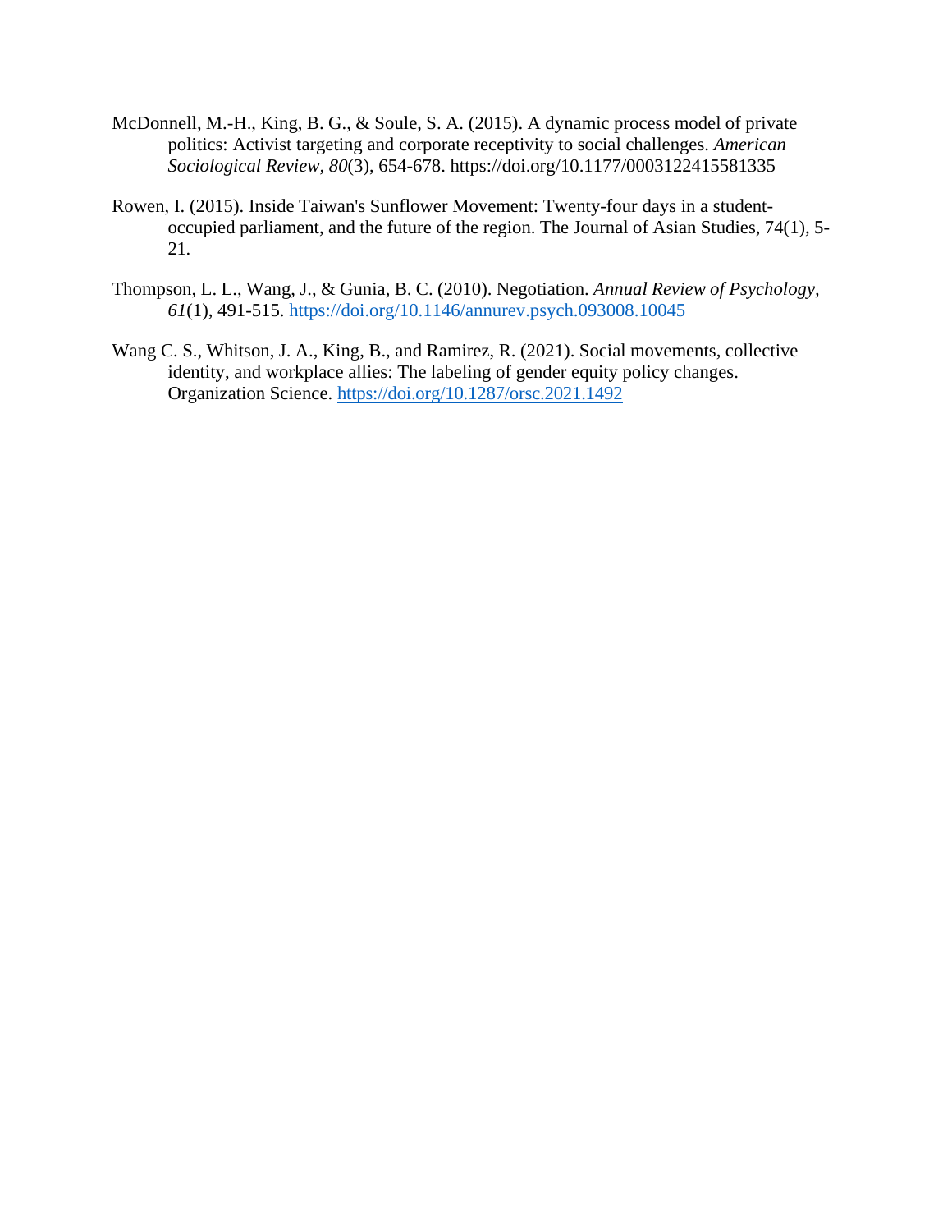McDonnell, M.-H., King, B. G., & Soule, S. A. (2015). A dynamic process model of private politics: Activist targeting and corporate receptivity to social challenges. *American Sociological Review, 80*(3), 654-678. https://doi.org/10.1177/0003122415581335

Rowen, I. (2015). Inside Taiwan's Sunflower Movement: Twenty-four days in a student-occupied parliament, and the future of the region. The Journal of Asian Studies, 74(1), 5-21.

Thompson, L. L., Wang, J., & Gunia, B. C. (2010). Negotiation. *Annual Review of Psychology, 61*(1), 491-515. https://doi.org/10.1146/annurev.psych.093008.10045

Wang C. S., Whitson, J. A., King, B., and Ramirez, R. (2021). Social movements, collective identity, and workplace allies: The labeling of gender equity policy changes. Organization Science. https://doi.org/10.1287/orsc.2021.1492